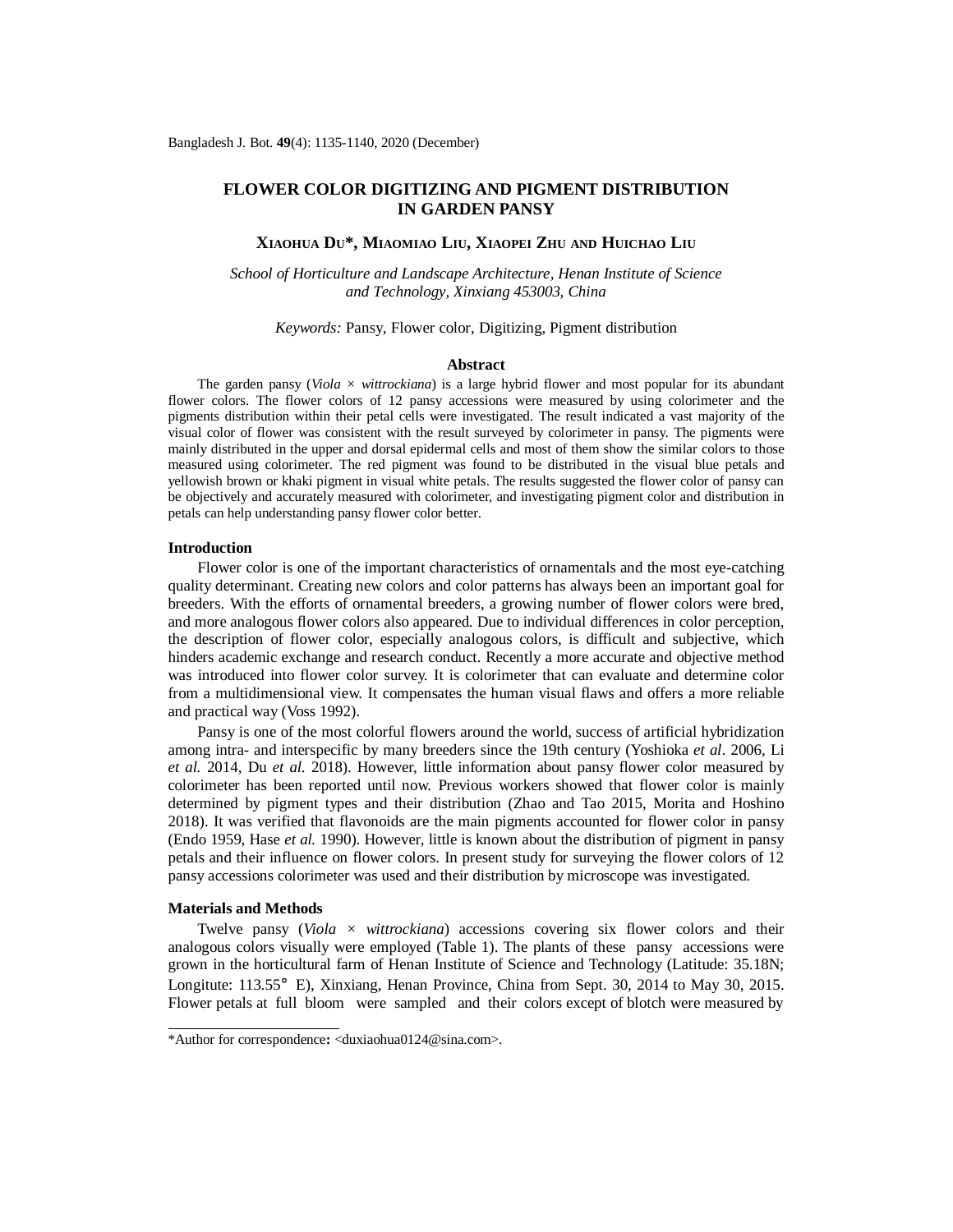# FLOWER COLOR DIGITIZING AND PIGMENT DISTRIBUTION IN GARDEN PANSY

**Xiaohua Du*, Miaomiao Liu, Xiaopei Zhu and Huichao Liu**

*School of Horticulture and Landscape Architecture, Henan Institute of Science and Technology, Xinxiang 453003, China*

*Keywords:* Pansy, Flower color, Digitizing, Pigment distribution

## Abstract

The garden pansy (*Viola* × *wittrockiana*) is a large hybrid flower and most popular for its abundant flower colors. The flower colors of 12 pansy accessions were measured by using colorimeter and the pigments distribution within their petal cells were investigated. The result indicated a vast majority of the visual color of flower was consistent with the result surveyed by colorimeter in pansy. The pigments were mainly distributed in the upper and dorsal epidermal cells and most of them show the similar colors to those measured using colorimeter. The red pigment was found to be distributed in the visual blue petals and yellowish brown or khaki pigment in visual white petals. The results suggested the flower color of pansy can be objectively and accurately measured with colorimeter, and investigating pigment color and distribution in petals can help understanding pansy flower color better.

## Introduction

Flower color is one of the important characteristics of ornamentals and the most eye-catching quality determinant. Creating new colors and color patterns has always been an important goal for breeders. With the efforts of ornamental breeders, a growing number of flower colors were bred, and more analogous flower colors also appeared. Due to individual differences in color perception, the description of flower color, especially analogous colors, is difficult and subjective, which hinders academic exchange and research conduct. Recently a more accurate and objective method was introduced into flower color survey. It is colorimeter that can evaluate and determine color from a multidimensional view. It compensates the human visual flaws and offers a more reliable and practical way (Voss 1992).

Pansy is one of the most colorful flowers around the world, success of artificial hybridization among intra- and interspecific by many breeders since the 19th century (Yoshioka *et al*. 2006, Li *et al.* 2014, Du *et al.* 2018). However, little information about pansy flower color measured by colorimeter has been reported until now. Previous workers showed that flower color is mainly determined by pigment types and their distribution (Zhao and Tao 2015, Morita and Hoshino 2018). It was verified that flavonoids are the main pigments accounted for flower color in pansy (Endo 1959, Hase *et al.* 1990). However, little is known about the distribution of pigment in pansy petals and their influence on flower colors. In present study for surveying the flower colors of 12 pansy accessions colorimeter was used and their distribution by microscope was investigated.

## Materials and Methods

Twelve pansy (*Viola* × *wittrockiana*) accessions covering six flower colors and their analogous colors visually were employed (Table 1). The plants of these pansy accessions were grown in the horticultural farm of Henan Institute of Science and Technology (Latitude: 35.18N; Longitute: 113.55° E), Xinxiang, Henan Province, China from Sept. 30, 2014 to May 30, 2015. Flower petals at full bloom were sampled and their colors except of blotch were measured by

*Author for correspondence: <duxiaohua0124@sina.com>.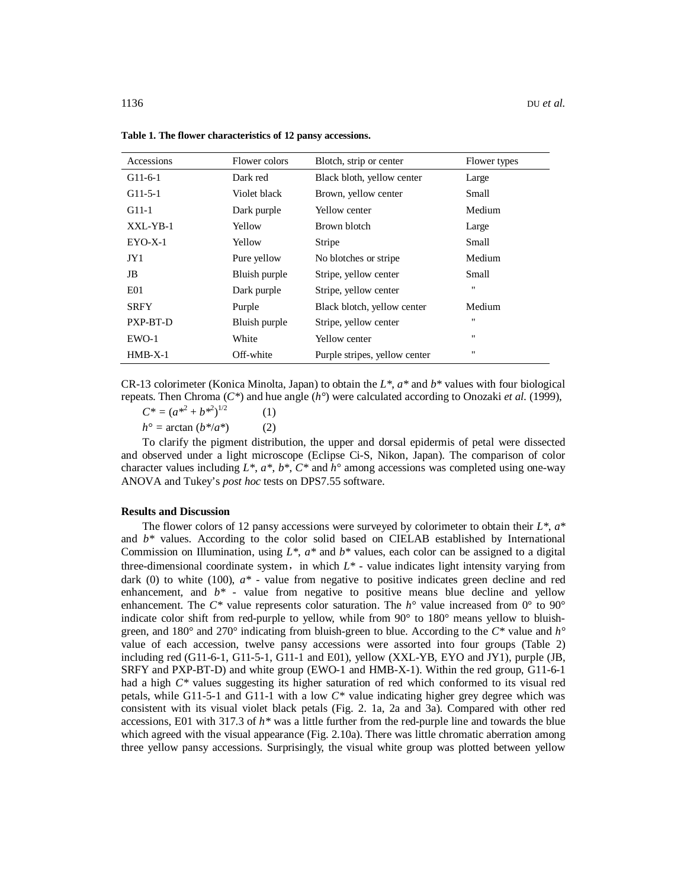**Table 1. The flower characteristics of 12 pansy accessions.**

| Accessions | Flower colors | Blotch, strip or center | Flower types |
|---|---|---|---|
| G11-6-1 | Dark red | Black bloth, yellow center | Large |
| G11-5-1 | Violet black | Brown, yellow center | Small |
| G11-1 | Dark purple | Yellow center | Medium |
| XXL-YB-1 | Yellow | Brown blotch | Large |
| EYO-X-1 | Yellow | Stripe | Small |
| JY1 | Pure yellow | No blotches or stripe | Medium |
| JB | Bluish purple | Stripe, yellow center | Small |
| E01 | Dark purple | Stripe, yellow center | " |
| SRFY | Purple | Black blotch, yellow center | Medium |
| PXP-BT-D | Bluish purple | Stripe, yellow center | " |
| EWO-1 | White | Yellow center | " |
| HMB-X-1 | Off-white | Purple stripes, yellow center | " |

CR-13 colorimeter (Konica Minolta, Japan) to obtain the $L^*$, $a^*$ and $b^*$ values with four biological repeats. Then Chroma ($C^*$) and hue angle ($h°$) were calculated according to Onozaki *et al.* (1999),

$$C^* = (a^{*2} + b^{*2})^{1/2} \qquad (1)$$

$$h° = \arctan (b^*/a^*) \qquad (2)$$

To clarify the pigment distribution, the upper and dorsal epidermis of petal were dissected and observed under a light microscope (Eclipse Ci-S, Nikon, Japan). The comparison of color character values including $L^*$, $a^*$, $b^*$, $C^*$ and $h°$ among accessions was completed using one-way ANOVA and Tukey's *post hoc* tests on DPS7.55 software.

## Results and Discussion

The flower colors of 12 pansy accessions were surveyed by colorimeter to obtain their $L^*$, $a^*$ and $b^*$ values. According to the color solid based on CIELAB established by International Commission on Illumination, using $L^*$, $a^*$ and $b^*$ values, each color can be assigned to a digital three-dimensional coordinate system，in which $L^*$ - value indicates light intensity varying from dark (0) to white (100), $a^*$ - value from negative to positive indicates green decline and red enhancement, and $b^*$ - value from negative to positive means blue decline and yellow enhancement. The $C^*$ value represents color saturation. The $h°$ value increased from 0° to 90° indicate color shift from red-purple to yellow, while from 90° to 180° means yellow to bluish-green, and 180° and 270° indicating from bluish-green to blue. According to the $C^*$ value and $h°$ value of each accession, twelve pansy accessions were assorted into four groups (Table 2) including red (G11-6-1, G11-5-1, G11-1 and E01), yellow (XXL-YB, EYO and JY1), purple (JB, SRFY and PXP-BT-D) and white group (EWO-1 and HMB-X-1). Within the red group, G11-6-1 had a high $C^*$ values suggesting its higher saturation of red which conformed to its visual red petals, while G11-5-1 and G11-1 with a low $C^*$ value indicating higher grey degree which was consistent with its visual violet black petals (Fig. 2. 1a, 2a and 3a). Compared with other red accessions, E01 with 317.3 of $h^*$ was a little further from the red-purple line and towards the blue which agreed with the visual appearance (Fig. 2.10a). There was little chromatic aberration among three yellow pansy accessions. Surprisingly, the visual white group was plotted between yellow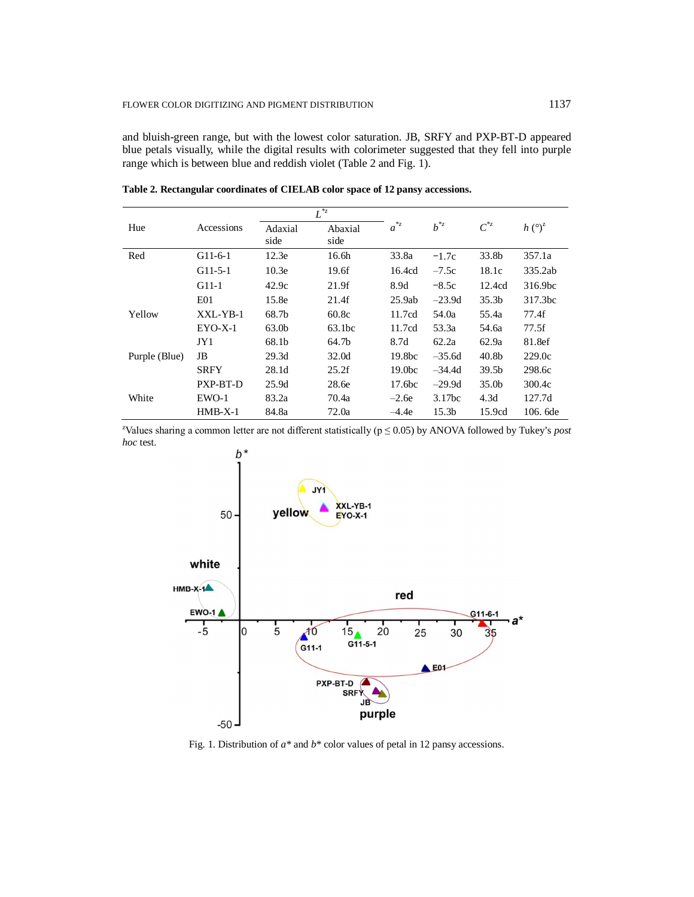and bluish-green range, but with the lowest color saturation. JB, SRFY and PXP-BT-D appeared blue petals visually, while the digital results with colorimeter suggested that they fell into purple range which is between blue and reddish violet (Table 2 and Fig. 1).

**Table 2. Rectangular coordinates of CIELAB color space of 12 pansy accessions.**

| Hue | Accessions | $L^{*z}$ | | $a^{*z}$ | $b^{*z}$ | $C^{*z}$ | $h$ (°)[z] |
|---|---|---|---|---|---|---|---|
| | | Adaxial side | Abaxial side | | | | |
| Red | G11-6-1 | 12.3e | 16.6h | 33.8a | −1.7c | 33.8b | 357.1a |
| | G11-5-1 | 10.3e | 19.6f | 16.4cd | –7.5c | 18.1c | 335.2ab |
| | G11-1 | 42.9c | 21.9f | 8.9d | −8.5c | 12.4cd | 316.9bc |
| | E01 | 15.8e | 21.4f | 25.9ab | –23.9d | 35.3b | 317.3bc |
| Yellow | XXL-YB-1 | 68.7b | 60.8c | 11.7cd | 54.0a | 55.4a | 77.4f |
| | EYO-X-1 | 63.0b | 63.1bc | 11.7cd | 53.3a | 54.6a | 77.5f |
| | JY1 | 68.1b | 64.7b | 8.7d | 62.2a | 62.9a | 81.8ef |
| Purple (Blue) | JB | 29.3d | 32.0d | 19.8bc | –35.6d | 40.8b | 229.0c |
| | SRFY | 28.1d | 25.2f | 19.0bc | –34.4d | 39.5b | 298.6c |
| | PXP-BT-D | 25.9d | 28.6e | 17.6bc | –29.9d | 35.0b | 300.4c |
| White | EWO-1 | 83.2a | 70.4a | –2.6e | 3.17bc | 4.3d | 127.7d |
| | HMB-X-1 | 84.8a | 72.0a | –4.4e | 15.3b | 15.9cd | 106. 6de |

[z]Values sharing a common letter are not different statistically ($p \leq 0.05$) by ANOVA followed by Tukey's *post hoc* test.

Fig. 1. Distribution of $a^*$ and $b^*$ color values of petal in 12 pansy accessions.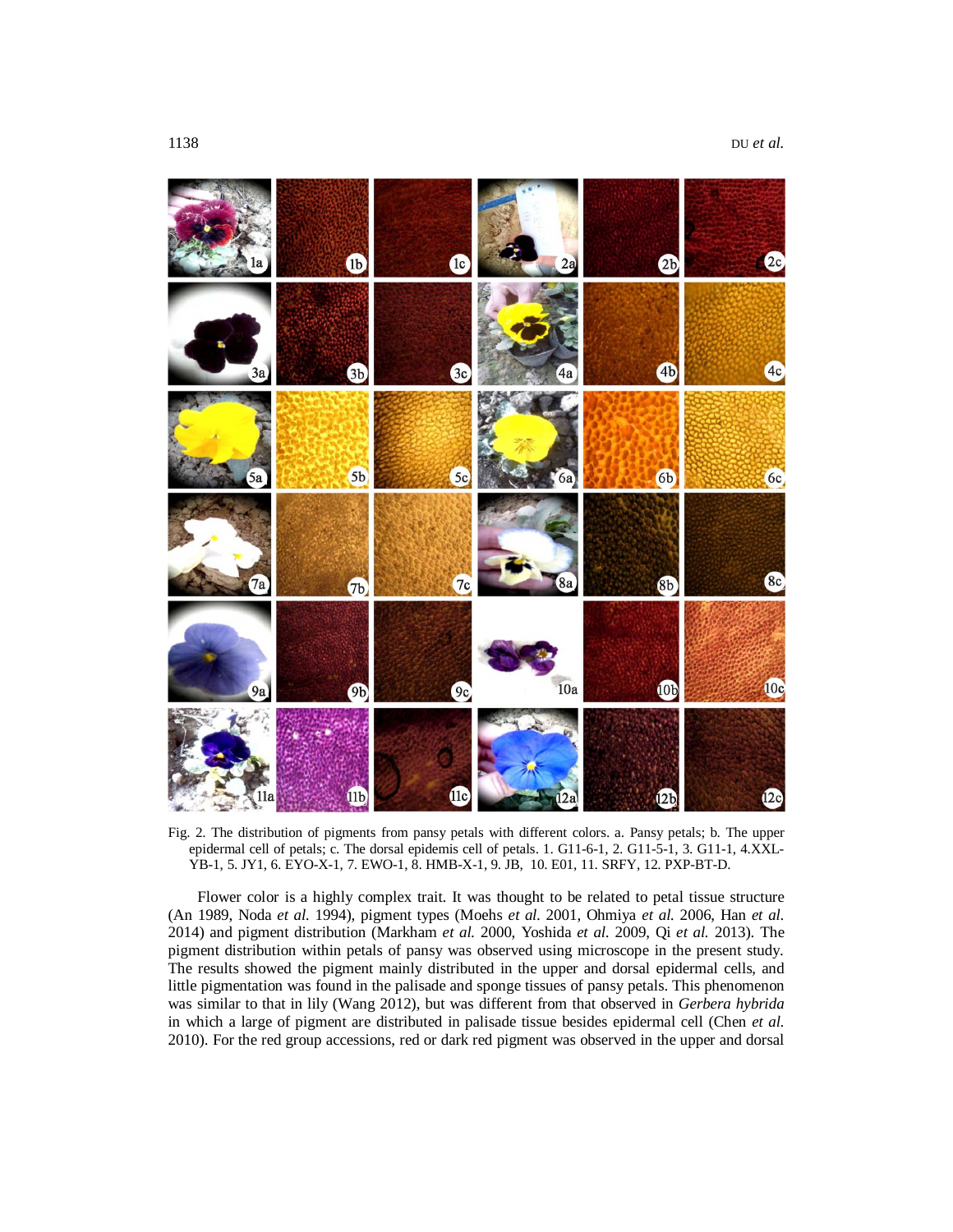Fig. 2. The distribution of pigments from pansy petals with different colors. a. Pansy petals; b. The upper epidermal cell of petals; c. The dorsal epidemis cell of petals. 1. G11-6-1, 2. G11-5-1, 3. G11-1, 4.XXL-YB-1, 5. JY1, 6. EYO-X-1, 7. EWO-1, 8. HMB-X-1, 9. JB, 10. E01, 11. SRFY, 12. PXP-BT-D.

Flower color is a highly complex trait. It was thought to be related to petal tissue structure (An 1989, Noda *et al.* 1994), pigment types (Moehs *et al.* 2001, Ohmiya *et al.* 2006, Han *et al.* 2014) and pigment distribution (Markham *et al.* 2000, Yoshida *et al.* 2009, Qi *et al.* 2013). The pigment distribution within petals of pansy was observed using microscope in the present study. The results showed the pigment mainly distributed in the upper and dorsal epidermal cells, and little pigmentation was found in the palisade and sponge tissues of pansy petals. This phenomenon was similar to that in lily (Wang 2012), but was different from that observed in *Gerbera hybrida* in which a large of pigment are distributed in palisade tissue besides epidermal cell (Chen *et al.* 2010). For the red group accessions, red or dark red pigment was observed in the upper and dorsal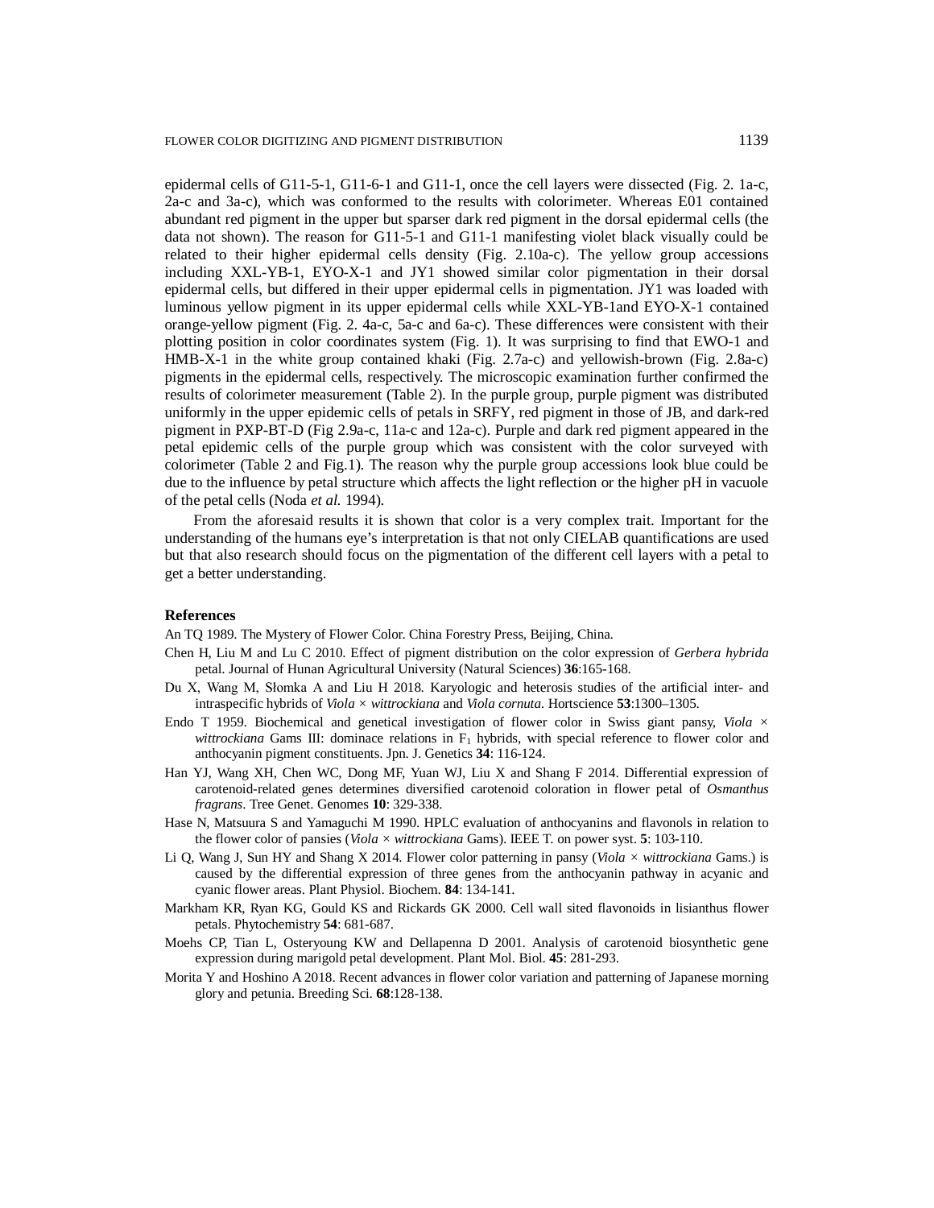epidermal cells of G11-5-1, G11-6-1 and G11-1, once the cell layers were dissected (Fig. 2. 1a-c, 2a-c and 3a-c), which was conformed to the results with colorimeter. Whereas E01 contained abundant red pigment in the upper but sparser dark red pigment in the dorsal epidermal cells (the data not shown). The reason for G11-5-1 and G11-1 manifesting violet black visually could be related to their higher epidermal cells density (Fig. 2.10a-c). The yellow group accessions including XXL-YB-1, EYO-X-1 and JY1 showed similar color pigmentation in their dorsal epidermal cells, but differed in their upper epidermal cells in pigmentation. JY1 was loaded with luminous yellow pigment in its upper epidermal cells while XXL-YB-1and EYO-X-1 contained orange-yellow pigment (Fig. 2. 4a-c, 5a-c and 6a-c). These differences were consistent with their plotting position in color coordinates system (Fig. 1). It was surprising to find that EWO-1 and HMB-X-1 in the white group contained khaki (Fig. 2.7a-c) and yellowish-brown (Fig. 2.8a-c) pigments in the epidermal cells, respectively. The microscopic examination further confirmed the results of colorimeter measurement (Table 2). In the purple group, purple pigment was distributed uniformly in the upper epidemic cells of petals in SRFY, red pigment in those of JB, and dark-red pigment in PXP-BT-D (Fig 2.9a-c, 11a-c and 12a-c). Purple and dark red pigment appeared in the petal epidemic cells of the purple group which was consistent with the color surveyed with colorimeter (Table 2 and Fig.1). The reason why the purple group accessions look blue could be due to the influence by petal structure which affects the light reflection or the higher pH in vacuole of the petal cells (Noda *et al.* 1994).

From the aforesaid results it is shown that color is a very complex trait. Important for the understanding of the humans eye's interpretation is that not only CIELAB quantifications are used but that also research should focus on the pigmentation of the different cell layers with a petal to get a better understanding.

## References

An TQ 1989. The Mystery of Flower Color. China Forestry Press, Beijing, China.

Chen H, Liu M and Lu C 2010. Effect of pigment distribution on the color expression of *Gerbera hybrida* petal. Journal of Hunan Agricultural University (Natural Sciences) **36**:165-168.

Du X, Wang M, Słomka A and Liu H 2018. Karyologic and heterosis studies of the artificial inter- and intraspecific hybrids of *Viola × wittrockiana* and *Viola cornuta.* Hortscience **53**:1300–1305.

Endo T 1959. Biochemical and genetical investigation of flower color in Swiss giant pansy, *Viola × wittrockiana* Gams III: dominace relations in $F_1$ hybrids, with special reference to flower color and anthocyanin pigment constituents. Jpn. J. Genetics **34**: 116-124.

Han YJ, Wang XH, Chen WC, Dong MF, Yuan WJ, Liu X and Shang F 2014. Differential expression of carotenoid-related genes determines diversified carotenoid coloration in flower petal of *Osmanthus fragrans*. Tree Genet. Genomes **10**: 329-338.

Hase N, Matsuura S and Yamaguchi M 1990. HPLC evaluation of anthocyanins and flavonols in relation to the flower color of pansies (*Viola × wittrockiana* Gams). IEEE T. on power syst. **5**: 103-110.

Li Q, Wang J, Sun HY and Shang X 2014. Flower color patterning in pansy (*Viola × wittrockiana* Gams.) is caused by the differential expression of three genes from the anthocyanin pathway in acyanic and cyanic flower areas. Plant Physiol. Biochem. **84**: 134-141.

Markham KR, Ryan KG, Gould KS and Rickards GK 2000. Cell wall sited flavonoids in lisianthus flower petals. Phytochemistry **54**: 681-687.

Moehs CP, Tian L, Osteryoung KW and Dellapenna D 2001. Analysis of carotenoid biosynthetic gene expression during marigold petal development. Plant Mol. Biol. **45**: 281-293.

Morita Y and Hoshino A 2018. Recent advances in flower color variation and patterning of Japanese morning glory and petunia. Breeding Sci. **68**:128-138.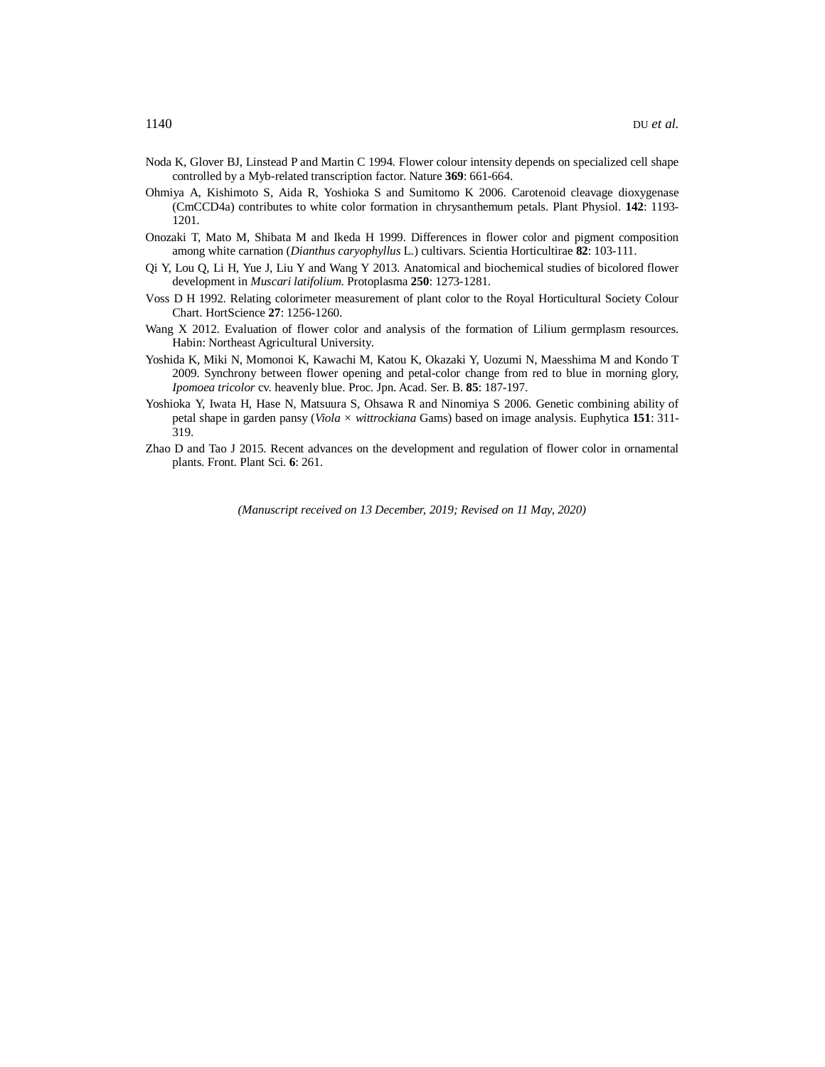Noda K, Glover BJ, Linstead P and Martin C 1994. Flower colour intensity depends on specialized cell shape controlled by a Myb-related transcription factor. Nature **369**: 661-664.

Ohmiya A, Kishimoto S, Aida R, Yoshioka S and Sumitomo K 2006. Carotenoid cleavage dioxygenase (CmCCD4a) contributes to white color formation in chrysanthemum petals. Plant Physiol. **142**: 1193-1201.

Onozaki T, Mato M, Shibata M and Ikeda H 1999. Differences in flower color and pigment composition among white carnation (*Dianthus caryophyllus* L.) cultivars. Scientia Horticultirae **82**: 103-111.

Qi Y, Lou Q, Li H, Yue J, Liu Y and Wang Y 2013. Anatomical and biochemical studies of bicolored flower development in *Muscari latifolium*. Protoplasma **250**: 1273-1281.

Voss D H 1992. Relating colorimeter measurement of plant color to the Royal Horticultural Society Colour Chart. HortScience **27**: 1256-1260.

Wang X 2012. Evaluation of flower color and analysis of the formation of Lilium germplasm resources. Habin: Northeast Agricultural University.

Yoshida K, Miki N, Momonoi K, Kawachi M, Katou K, Okazaki Y, Uozumi N, Maesshima M and Kondo T 2009. Synchrony between flower opening and petal-color change from red to blue in morning glory, *Ipomoea tricolor* cv. heavenly blue. Proc. Jpn. Acad. Ser. B. **85**: 187-197.

Yoshioka Y, Iwata H, Hase N, Matsuura S, Ohsawa R and Ninomiya S 2006. Genetic combining ability of petal shape in garden pansy (*Viola × wittrockiana* Gams) based on image analysis. Euphytica **151**: 311-319.

Zhao D and Tao J 2015. Recent advances on the development and regulation of flower color in ornamental plants. Front. Plant Sci. **6**: 261.

*(Manuscript received on 13 December, 2019; Revised on 11 May, 2020)*